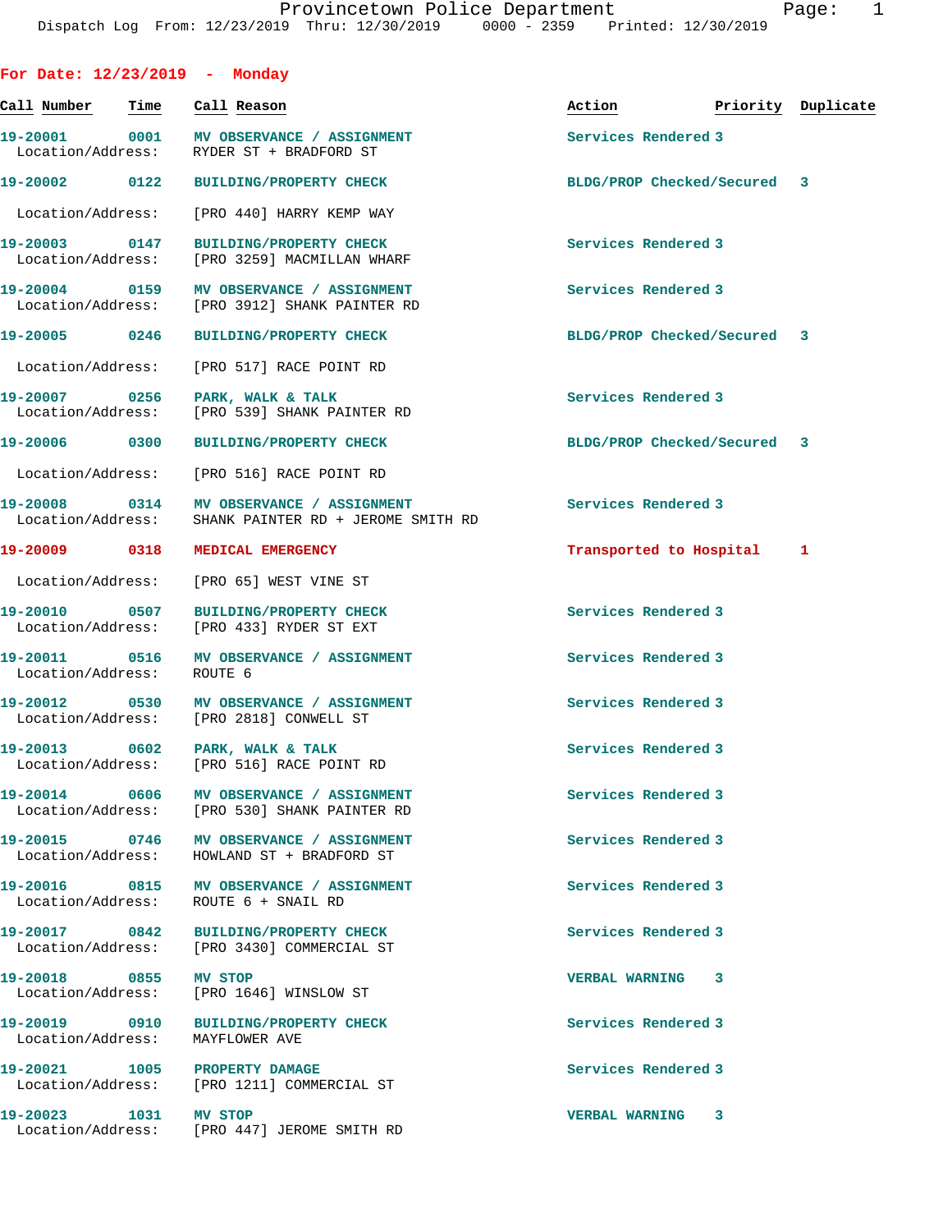Provincetown Police Department
Dispatch Log From: 12/23/2019 Thru: 12/30/2019 0000 - 2359 Printed: 12/30/2019

## For Date: 12/23/2019 - Monday

| Call Number | Time | Call Reason | Action | Priority | Duplicate |
|---|---|---|---|---|---|
| 19-20001 | 0001 | MV OBSERVANCE / ASSIGNMENT<br>Location/Address: RYDER ST + BRADFORD ST | Services Rendered | 3 | |
| 19-20002 | 0122 | BUILDING/PROPERTY CHECK<br>Location/Address: [PRO 440] HARRY KEMP WAY | BLDG/PROP Checked/Secured | 3 | |
| 19-20003 | 0147 | BUILDING/PROPERTY CHECK<br>Location/Address: [PRO 3259] MACMILLAN WHARF | Services Rendered | 3 | |
| 19-20004 | 0159 | MV OBSERVANCE / ASSIGNMENT<br>Location/Address: [PRO 3912] SHANK PAINTER RD | Services Rendered | 3 | |
| 19-20005 | 0246 | BUILDING/PROPERTY CHECK<br>Location/Address: [PRO 517] RACE POINT RD | BLDG/PROP Checked/Secured | 3 | |
| 19-20007 | 0256 | PARK, WALK & TALK<br>Location/Address: [PRO 539] SHANK PAINTER RD | Services Rendered | 3 | |
| 19-20006 | 0300 | BUILDING/PROPERTY CHECK<br>Location/Address: [PRO 516] RACE POINT RD | BLDG/PROP Checked/Secured | 3 | |
| 19-20008 | 0314 | MV OBSERVANCE / ASSIGNMENT<br>Location/Address: SHANK PAINTER RD + JEROME SMITH RD | Services Rendered | 3 | |
| 19-20009 | 0318 | MEDICAL EMERGENCY<br>Location/Address: [PRO 65] WEST VINE ST | Transported to Hospital | 1 | |
| 19-20010 | 0507 | BUILDING/PROPERTY CHECK<br>Location/Address: [PRO 433] RYDER ST EXT | Services Rendered | 3 | |
| 19-20011 | 0516 | MV OBSERVANCE / ASSIGNMENT<br>Location/Address: ROUTE 6 | Services Rendered | 3 | |
| 19-20012 | 0530 | MV OBSERVANCE / ASSIGNMENT<br>Location/Address: [PRO 2818] CONWELL ST | Services Rendered | 3 | |
| 19-20013 | 0602 | PARK, WALK & TALK<br>Location/Address: [PRO 516] RACE POINT RD | Services Rendered | 3 | |
| 19-20014 | 0606 | MV OBSERVANCE / ASSIGNMENT<br>Location/Address: [PRO 530] SHANK PAINTER RD | Services Rendered | 3 | |
| 19-20015 | 0746 | MV OBSERVANCE / ASSIGNMENT<br>Location/Address: HOWLAND ST + BRADFORD ST | Services Rendered | 3 | |
| 19-20016 | 0815 | MV OBSERVANCE / ASSIGNMENT<br>Location/Address: ROUTE 6 + SNAIL RD | Services Rendered | 3 | |
| 19-20017 | 0842 | BUILDING/PROPERTY CHECK<br>Location/Address: [PRO 3430] COMMERCIAL ST | Services Rendered | 3 | |
| 19-20018 | 0855 | MV STOP<br>Location/Address: [PRO 1646] WINSLOW ST | VERBAL WARNING | 3 | |
| 19-20019 | 0910 | BUILDING/PROPERTY CHECK<br>Location/Address: MAYFLOWER AVE | Services Rendered | 3 | |
| 19-20021 | 1005 | PROPERTY DAMAGE<br>Location/Address: [PRO 1211] COMMERCIAL ST | Services Rendered | 3 | |
| 19-20023 | 1031 | MV STOP<br>Location/Address: [PRO 447] JEROME SMITH RD | VERBAL WARNING | 3 | |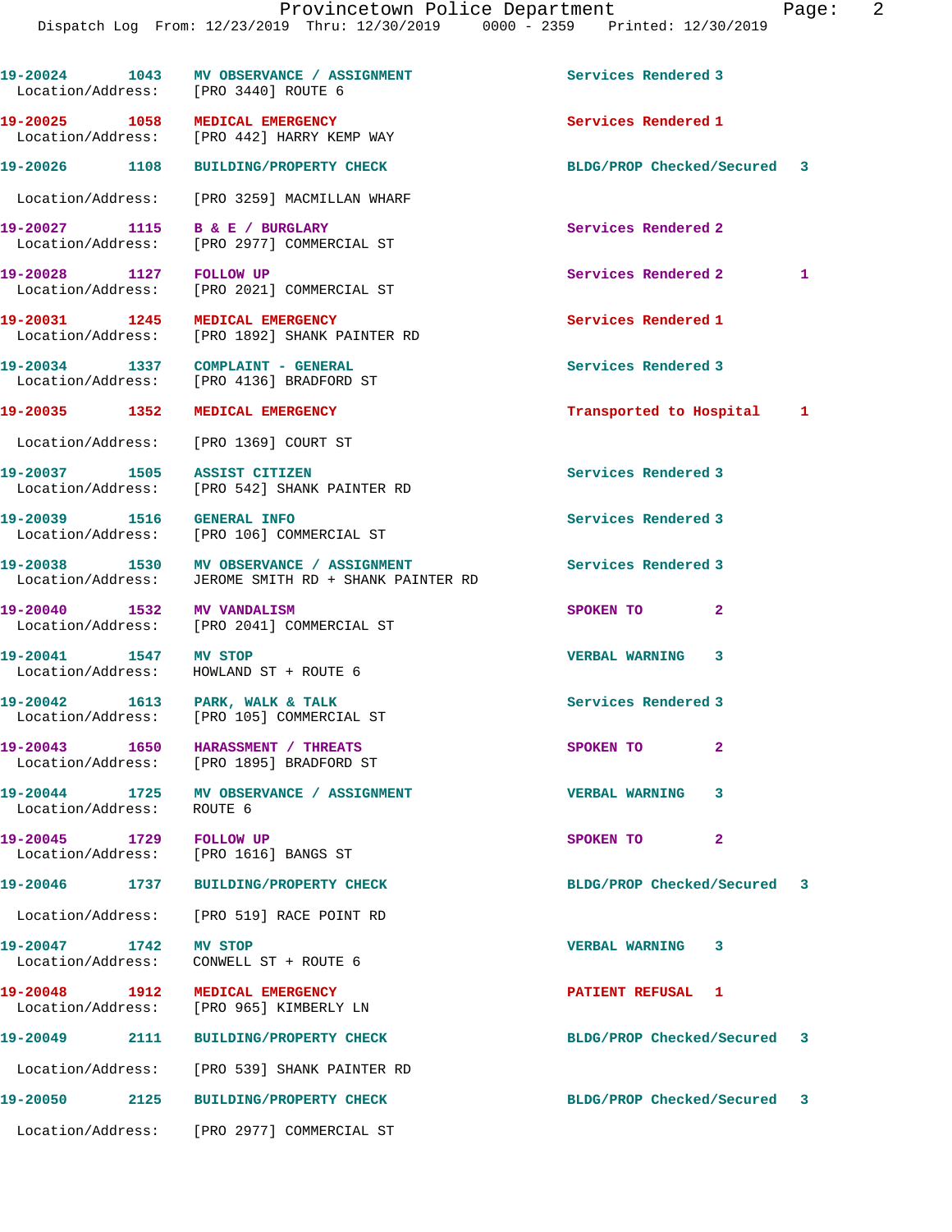| Call Number | Time | Call Reason | Action | Priority |
|---|---|---|---|---|
| 19-20024 | 1043 | MV OBSERVANCE / ASSIGNMENT | Services Rendered | 3 |
| Location/Address: | | [PRO 3440] ROUTE 6 | | |
| 19-20025 | 1058 | MEDICAL EMERGENCY | Services Rendered | 1 |
| Location/Address: | | [PRO 442] HARRY KEMP WAY | | |
| 19-20026 | 1108 | BUILDING/PROPERTY CHECK | BLDG/PROP Checked/Secured | 3 |
| Location/Address: | | [PRO 3259] MACMILLAN WHARF | | |
| 19-20027 | 1115 | B & E / BURGLARY | Services Rendered | 2 |
| Location/Address: | | [PRO 2977] COMMERCIAL ST | | |
| 19-20028 | 1127 | FOLLOW UP | Services Rendered 2 | 1 |
| Location/Address: | | [PRO 2021] COMMERCIAL ST | | |
| 19-20031 | 1245 | MEDICAL EMERGENCY | Services Rendered | 1 |
| Location/Address: | | [PRO 1892] SHANK PAINTER RD | | |
| 19-20034 | 1337 | COMPLAINT - GENERAL | Services Rendered | 3 |
| Location/Address: | | [PRO 4136] BRADFORD ST | | |
| 19-20035 | 1352 | MEDICAL EMERGENCY | Transported to Hospital | 1 |
| Location/Address: | | [PRO 1369] COURT ST | | |
| 19-20037 | 1505 | ASSIST CITIZEN | Services Rendered | 3 |
| Location/Address: | | [PRO 542] SHANK PAINTER RD | | |
| 19-20039 | 1516 | GENERAL INFO | Services Rendered | 3 |
| Location/Address: | | [PRO 106] COMMERCIAL ST | | |
| 19-20038 | 1530 | MV OBSERVANCE / ASSIGNMENT | Services Rendered | 3 |
| Location/Address: | | JEROME SMITH RD + SHANK PAINTER RD | | |
| 19-20040 | 1532 | MV VANDALISM | SPOKEN TO | 2 |
| Location/Address: | | [PRO 2041] COMMERCIAL ST | | |
| 19-20041 | 1547 | MV STOP | VERBAL WARNING | 3 |
| Location/Address: | | HOWLAND ST + ROUTE 6 | | |
| 19-20042 | 1613 | PARK, WALK & TALK | Services Rendered | 3 |
| Location/Address: | | [PRO 105] COMMERCIAL ST | | |
| 19-20043 | 1650 | HARASSMENT / THREATS | SPOKEN TO | 2 |
| Location/Address: | | [PRO 1895] BRADFORD ST | | |
| 19-20044 | 1725 | MV OBSERVANCE / ASSIGNMENT | VERBAL WARNING | 3 |
| Location/Address: | | ROUTE 6 | | |
| 19-20045 | 1729 | FOLLOW UP | SPOKEN TO | 2 |
| Location/Address: | | [PRO 1616] BANGS ST | | |
| 19-20046 | 1737 | BUILDING/PROPERTY CHECK | BLDG/PROP Checked/Secured | 3 |
| Location/Address: | | [PRO 519] RACE POINT RD | | |
| 19-20047 | 1742 | MV STOP | VERBAL WARNING | 3 |
| Location/Address: | | CONWELL ST + ROUTE 6 | | |
| 19-20048 | 1912 | MEDICAL EMERGENCY | PATIENT REFUSAL | 1 |
| Location/Address: | | [PRO 965] KIMBERLY LN | | |
| 19-20049 | 2111 | BUILDING/PROPERTY CHECK | BLDG/PROP Checked/Secured | 3 |
| Location/Address: | | [PRO 539] SHANK PAINTER RD | | |
| 19-20050 | 2125 | BUILDING/PROPERTY CHECK | BLDG/PROP Checked/Secured | 3 |
| Location/Address: | | [PRO 2977] COMMERCIAL ST | | |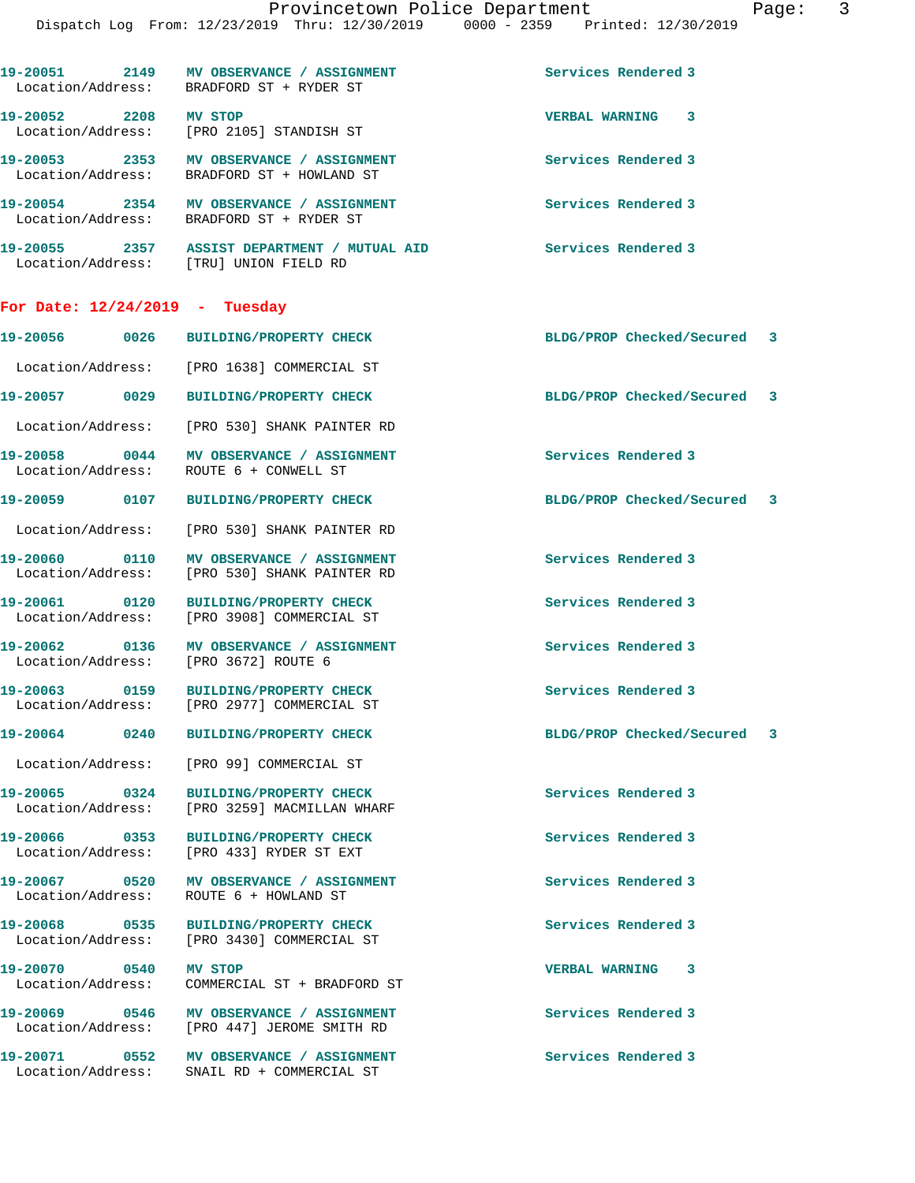19-20051 2149 MV OBSERVANCE / ASSIGNMENT Services Rendered 3
Location/Address: BRADFORD ST + RYDER ST

19-20052 2208 MV STOP VERBAL WARNING 3
Location/Address: [PRO 2105] STANDISH ST

19-20053 2353 MV OBSERVANCE / ASSIGNMENT Services Rendered 3
Location/Address: BRADFORD ST + HOWLAND ST

19-20054 2354 MV OBSERVANCE / ASSIGNMENT Services Rendered 3
Location/Address: BRADFORD ST + RYDER ST

19-20055 2357 ASSIST DEPARTMENT / MUTUAL AID Services Rendered 3
Location/Address: [TRU] UNION FIELD RD

**For Date: 12/24/2019 - Tuesday**

19-20056 0026 BUILDING/PROPERTY CHECK BLDG/PROP Checked/Secured 3
Location/Address: [PRO 1638] COMMERCIAL ST

19-20057 0029 BUILDING/PROPERTY CHECK BLDG/PROP Checked/Secured 3
Location/Address: [PRO 530] SHANK PAINTER RD

19-20058 0044 MV OBSERVANCE / ASSIGNMENT Services Rendered 3
Location/Address: ROUTE 6 + CONWELL ST

19-20059 0107 BUILDING/PROPERTY CHECK BLDG/PROP Checked/Secured 3
Location/Address: [PRO 530] SHANK PAINTER RD

19-20060 0110 MV OBSERVANCE / ASSIGNMENT Services Rendered 3
Location/Address: [PRO 530] SHANK PAINTER RD

19-20061 0120 BUILDING/PROPERTY CHECK Services Rendered 3
Location/Address: [PRO 3908] COMMERCIAL ST

19-20062 0136 MV OBSERVANCE / ASSIGNMENT Services Rendered 3
Location/Address: [PRO 3672] ROUTE 6

19-20063 0159 BUILDING/PROPERTY CHECK Services Rendered 3
Location/Address: [PRO 2977] COMMERCIAL ST

19-20064 0240 BUILDING/PROPERTY CHECK BLDG/PROP Checked/Secured 3
Location/Address: [PRO 99] COMMERCIAL ST

19-20065 0324 BUILDING/PROPERTY CHECK Services Rendered 3
Location/Address: [PRO 3259] MACMILLAN WHARF

19-20066 0353 BUILDING/PROPERTY CHECK Services Rendered 3
Location/Address: [PRO 433] RYDER ST EXT

19-20067 0520 MV OBSERVANCE / ASSIGNMENT Services Rendered 3
Location/Address: ROUTE 6 + HOWLAND ST

19-20068 0535 BUILDING/PROPERTY CHECK Services Rendered 3
Location/Address: [PRO 3430] COMMERCIAL ST

19-20070 0540 MV STOP VERBAL WARNING 3
Location/Address: COMMERCIAL ST + BRADFORD ST

19-20069 0546 MV OBSERVANCE / ASSIGNMENT Services Rendered 3
Location/Address: [PRO 447] JEROME SMITH RD

19-20071 0552 MV OBSERVANCE / ASSIGNMENT Services Rendered 3
Location/Address: SNAIL RD + COMMERCIAL ST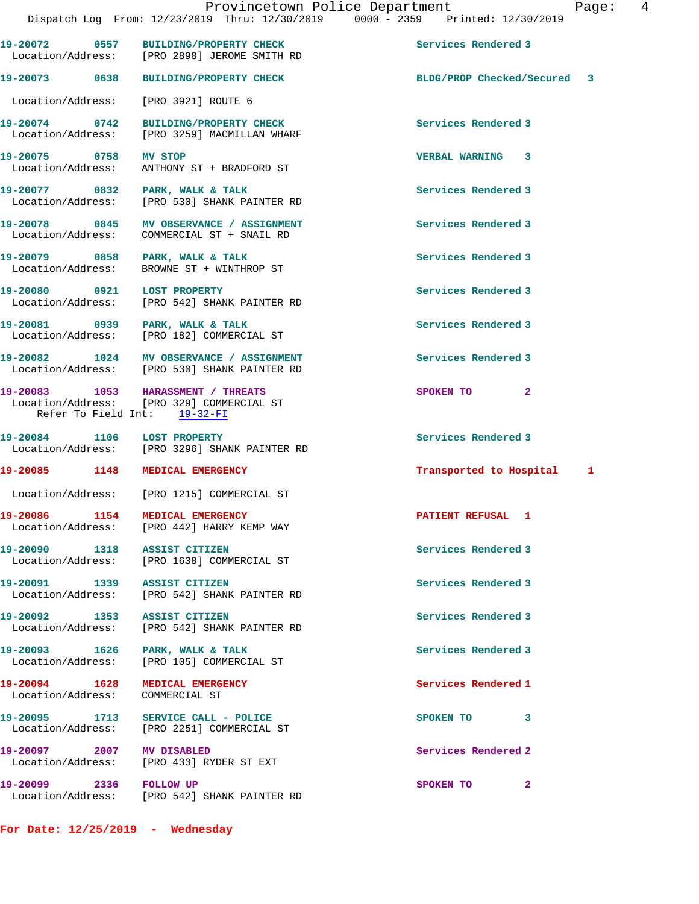19-20072 0557 BUILDING/PROPERTY CHECK Services Rendered 3
Location/Address: [PRO 2898] JEROME SMITH RD

19-20073 0638 BUILDING/PROPERTY CHECK BLDG/PROP Checked/Secured 3
Location/Address: [PRO 3921] ROUTE 6

19-20074 0742 BUILDING/PROPERTY CHECK Services Rendered 3
Location/Address: [PRO 3259] MACMILLAN WHARF

19-20075 0758 MV STOP VERBAL WARNING 3
Location/Address: ANTHONY ST + BRADFORD ST

19-20077 0832 PARK, WALK & TALK Services Rendered 3
Location/Address: [PRO 530] SHANK PAINTER RD

19-20078 0845 MV OBSERVANCE / ASSIGNMENT Services Rendered 3
Location/Address: COMMERCIAL ST + SNAIL RD

19-20079 0858 PARK, WALK & TALK Services Rendered 3
Location/Address: BROWNE ST + WINTHROP ST

19-20080 0921 LOST PROPERTY Services Rendered 3
Location/Address: [PRO 542] SHANK PAINTER RD

19-20081 0939 PARK, WALK & TALK Services Rendered 3
Location/Address: [PRO 182] COMMERCIAL ST

19-20082 1024 MV OBSERVANCE / ASSIGNMENT Services Rendered 3
Location/Address: [PRO 530] SHANK PAINTER RD

19-20083 1053 HARASSMENT / THREATS SPOKEN TO 2
Location/Address: [PRO 329] COMMERCIAL ST
Refer To Field Int: 19-32-FI

19-20084 1106 LOST PROPERTY Services Rendered 3
Location/Address: [PRO 3296] SHANK PAINTER RD

19-20085 1148 MEDICAL EMERGENCY Transported to Hospital 1
Location/Address: [PRO 1215] COMMERCIAL ST

19-20086 1154 MEDICAL EMERGENCY PATIENT REFUSAL 1
Location/Address: [PRO 442] HARRY KEMP WAY

19-20090 1318 ASSIST CITIZEN Services Rendered 3
Location/Address: [PRO 1638] COMMERCIAL ST

19-20091 1339 ASSIST CITIZEN Services Rendered 3
Location/Address: [PRO 542] SHANK PAINTER RD

19-20092 1353 ASSIST CITIZEN Services Rendered 3
Location/Address: [PRO 542] SHANK PAINTER RD

19-20093 1626 PARK, WALK & TALK Services Rendered 3
Location/Address: [PRO 105] COMMERCIAL ST

19-20094 1628 MEDICAL EMERGENCY Services Rendered 1
Location/Address: COMMERCIAL ST

19-20095 1713 SERVICE CALL - POLICE SPOKEN TO 3
Location/Address: [PRO 2251] COMMERCIAL ST

19-20097 2007 MV DISABLED Services Rendered 2
Location/Address: [PRO 433] RYDER ST EXT

19-20099 2336 FOLLOW UP SPOKEN TO 2
Location/Address: [PRO 542] SHANK PAINTER RD

**For Date: 12/25/2019 - Wednesday**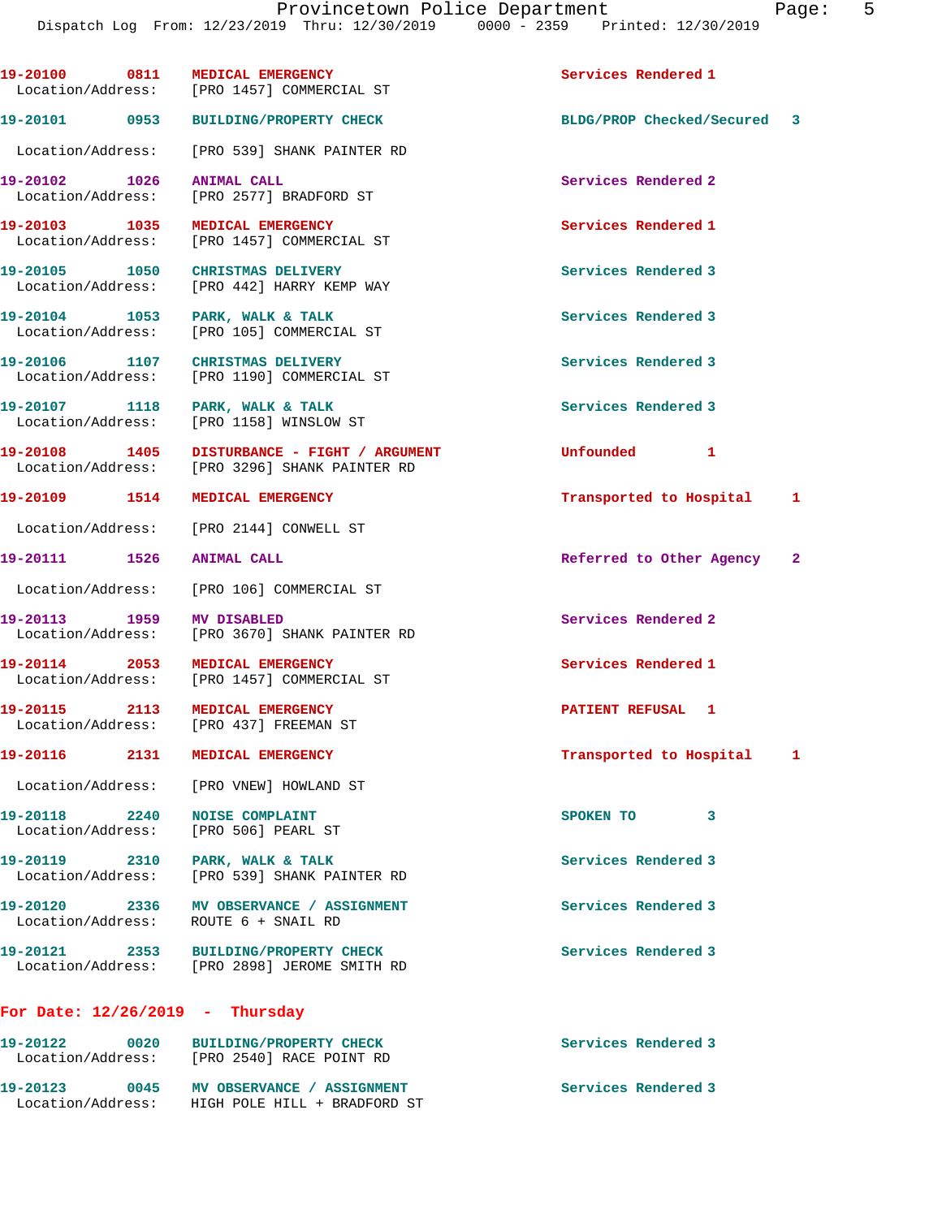19-20100 0811 MEDICAL EMERGENCY Services Rendered 1
Location/Address: [PRO 1457] COMMERCIAL ST

19-20101 0953 BUILDING/PROPERTY CHECK BLDG/PROP Checked/Secured 3
Location/Address: [PRO 539] SHANK PAINTER RD

19-20102 1026 ANIMAL CALL Services Rendered 2
Location/Address: [PRO 2577] BRADFORD ST

19-20103 1035 MEDICAL EMERGENCY Services Rendered 1
Location/Address: [PRO 1457] COMMERCIAL ST

19-20105 1050 CHRISTMAS DELIVERY Services Rendered 3
Location/Address: [PRO 442] HARRY KEMP WAY

19-20104 1053 PARK, WALK & TALK Services Rendered 3
Location/Address: [PRO 105] COMMERCIAL ST

19-20106 1107 CHRISTMAS DELIVERY Services Rendered 3
Location/Address: [PRO 1190] COMMERCIAL ST

19-20107 1118 PARK, WALK & TALK Services Rendered 3
Location/Address: [PRO 1158] WINSLOW ST

19-20108 1405 DISTURBANCE - FIGHT / ARGUMENT Unfounded 1
Location/Address: [PRO 3296] SHANK PAINTER RD

19-20109 1514 MEDICAL EMERGENCY Transported to Hospital 1
Location/Address: [PRO 2144] CONWELL ST

19-20111 1526 ANIMAL CALL Referred to Other Agency 2
Location/Address: [PRO 106] COMMERCIAL ST

19-20113 1959 MV DISABLED Services Rendered 2
Location/Address: [PRO 3670] SHANK PAINTER RD

19-20114 2053 MEDICAL EMERGENCY Services Rendered 1
Location/Address: [PRO 1457] COMMERCIAL ST

19-20115 2113 MEDICAL EMERGENCY PATIENT REFUSAL 1
Location/Address: [PRO 437] FREEMAN ST

19-20116 2131 MEDICAL EMERGENCY Transported to Hospital 1
Location/Address: [PRO VNEW] HOWLAND ST

19-20118 2240 NOISE COMPLAINT SPOKEN TO 3
Location/Address: [PRO 506] PEARL ST

19-20119 2310 PARK, WALK & TALK Services Rendered 3
Location/Address: [PRO 539] SHANK PAINTER RD

19-20120 2336 MV OBSERVANCE / ASSIGNMENT Services Rendered 3
Location/Address: ROUTE 6 + SNAIL RD

19-20121 2353 BUILDING/PROPERTY CHECK Services Rendered 3
Location/Address: [PRO 2898] JEROME SMITH RD

## For Date: 12/26/2019 - Thursday

19-20122 0020 BUILDING/PROPERTY CHECK Services Rendered 3
Location/Address: [PRO 2540] RACE POINT RD

19-20123 0045 MV OBSERVANCE / ASSIGNMENT Services Rendered 3
Location/Address: HIGH POLE HILL + BRADFORD ST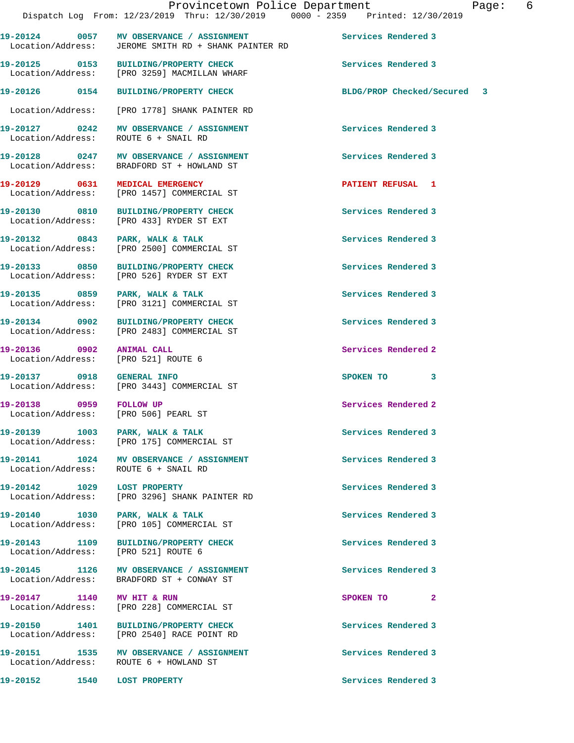19-20124 0057 MV OBSERVANCE / ASSIGNMENT Services Rendered 3
Location/Address: JEROME SMITH RD + SHANK PAINTER RD

19-20125 0153 BUILDING/PROPERTY CHECK Services Rendered 3
Location/Address: [PRO 3259] MACMILLAN WHARF

19-20126 0154 BUILDING/PROPERTY CHECK BLDG/PROP Checked/Secured 3
Location/Address: [PRO 1778] SHANK PAINTER RD

19-20127 0242 MV OBSERVANCE / ASSIGNMENT Services Rendered 3
Location/Address: ROUTE 6 + SNAIL RD

19-20128 0247 MV OBSERVANCE / ASSIGNMENT Services Rendered 3
Location/Address: BRADFORD ST + HOWLAND ST

19-20129 0631 MEDICAL EMERGENCY PATIENT REFUSAL 1
Location/Address: [PRO 1457] COMMERCIAL ST

19-20130 0810 BUILDING/PROPERTY CHECK Services Rendered 3
Location/Address: [PRO 433] RYDER ST EXT

19-20132 0843 PARK, WALK & TALK Services Rendered 3
Location/Address: [PRO 2500] COMMERCIAL ST

19-20133 0850 BUILDING/PROPERTY CHECK Services Rendered 3
Location/Address: [PRO 526] RYDER ST EXT

19-20135 0859 PARK, WALK & TALK Services Rendered 3
Location/Address: [PRO 3121] COMMERCIAL ST

19-20134 0902 BUILDING/PROPERTY CHECK Services Rendered 3
Location/Address: [PRO 2483] COMMERCIAL ST

19-20136 0902 ANIMAL CALL Services Rendered 2
Location/Address: [PRO 521] ROUTE 6

19-20137 0918 GENERAL INFO SPOKEN TO 3
Location/Address: [PRO 3443] COMMERCIAL ST

19-20138 0959 FOLLOW UP Services Rendered 2
Location/Address: [PRO 506] PEARL ST

19-20139 1003 PARK, WALK & TALK Services Rendered 3
Location/Address: [PRO 175] COMMERCIAL ST

19-20141 1024 MV OBSERVANCE / ASSIGNMENT Services Rendered 3
Location/Address: ROUTE 6 + SNAIL RD

19-20142 1029 LOST PROPERTY Services Rendered 3
Location/Address: [PRO 3296] SHANK PAINTER RD

19-20140 1030 PARK, WALK & TALK Services Rendered 3
Location/Address: [PRO 105] COMMERCIAL ST

19-20143 1109 BUILDING/PROPERTY CHECK Services Rendered 3
Location/Address: [PRO 521] ROUTE 6

19-20145 1126 MV OBSERVANCE / ASSIGNMENT Services Rendered 3
Location/Address: BRADFORD ST + CONWAY ST

19-20147 1140 MV HIT & RUN SPOKEN TO 2
Location/Address: [PRO 228] COMMERCIAL ST

19-20150 1401 BUILDING/PROPERTY CHECK Services Rendered 3
Location/Address: [PRO 2540] RACE POINT RD

19-20151 1535 MV OBSERVANCE / ASSIGNMENT Services Rendered 3
Location/Address: ROUTE 6 + HOWLAND ST

19-20152 1540 LOST PROPERTY Services Rendered 3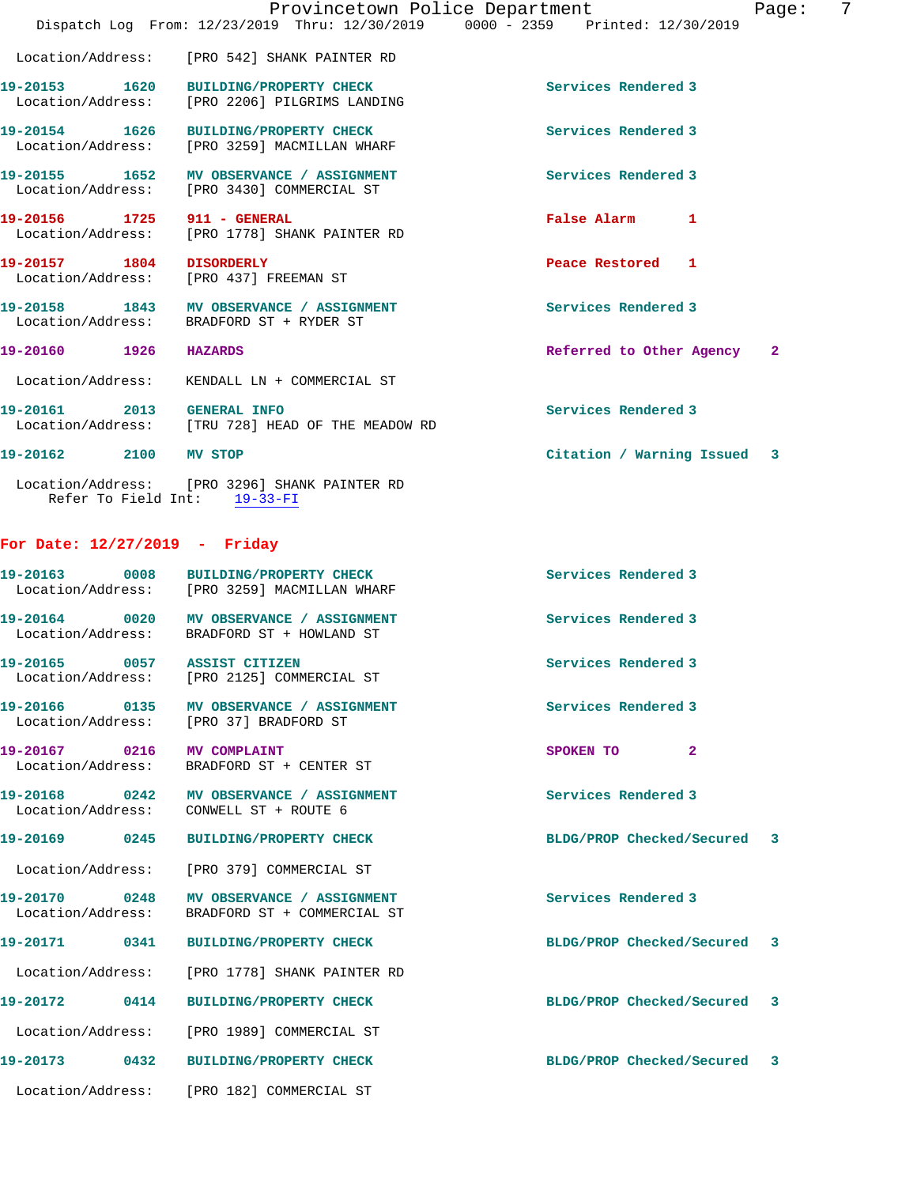Location/Address: [PRO 542] SHANK PAINTER RD

19-20153 1620 BUILDING/PROPERTY CHECK Services Rendered 3
Location/Address: [PRO 2206] PILGRIMS LANDING

19-20154 1626 BUILDING/PROPERTY CHECK Services Rendered 3
Location/Address: [PRO 3259] MACMILLAN WHARF

19-20155 1652 MV OBSERVANCE / ASSIGNMENT Services Rendered 3
Location/Address: [PRO 3430] COMMERCIAL ST

19-20156 1725 911 - GENERAL False Alarm 1
Location/Address: [PRO 1778] SHANK PAINTER RD

19-20157 1804 DISORDERLY Peace Restored 1
Location/Address: [PRO 437] FREEMAN ST

19-20158 1843 MV OBSERVANCE / ASSIGNMENT Services Rendered 3
Location/Address: BRADFORD ST + RYDER ST

19-20160 1926 HAZARDS Referred to Other Agency 2
Location/Address: KENDALL LN + COMMERCIAL ST

19-20161 2013 GENERAL INFO Services Rendered 3
Location/Address: [TRU 728] HEAD OF THE MEADOW RD

19-20162 2100 MV STOP Citation / Warning Issued 3
Location/Address: [PRO 3296] SHANK PAINTER RD
Refer To Field Int: 19-33-FI

## For Date: 12/27/2019 - Friday

19-20163 0008 BUILDING/PROPERTY CHECK Services Rendered 3
Location/Address: [PRO 3259] MACMILLAN WHARF

19-20164 0020 MV OBSERVANCE / ASSIGNMENT Services Rendered 3
Location/Address: BRADFORD ST + HOWLAND ST

19-20165 0057 ASSIST CITIZEN Services Rendered 3
Location/Address: [PRO 2125] COMMERCIAL ST

19-20166 0135 MV OBSERVANCE / ASSIGNMENT Services Rendered 3
Location/Address: [PRO 37] BRADFORD ST

19-20167 0216 MV COMPLAINT SPOKEN TO 2
Location/Address: BRADFORD ST + CENTER ST

19-20168 0242 MV OBSERVANCE / ASSIGNMENT Services Rendered 3
Location/Address: CONWELL ST + ROUTE 6

19-20169 0245 BUILDING/PROPERTY CHECK BLDG/PROP Checked/Secured 3
Location/Address: [PRO 379] COMMERCIAL ST

19-20170 0248 MV OBSERVANCE / ASSIGNMENT Services Rendered 3
Location/Address: BRADFORD ST + COMMERCIAL ST

19-20171 0341 BUILDING/PROPERTY CHECK BLDG/PROP Checked/Secured 3
Location/Address: [PRO 1778] SHANK PAINTER RD

19-20172 0414 BUILDING/PROPERTY CHECK BLDG/PROP Checked/Secured 3
Location/Address: [PRO 1989] COMMERCIAL ST

19-20173 0432 BUILDING/PROPERTY CHECK BLDG/PROP Checked/Secured 3
Location/Address: [PRO 182] COMMERCIAL ST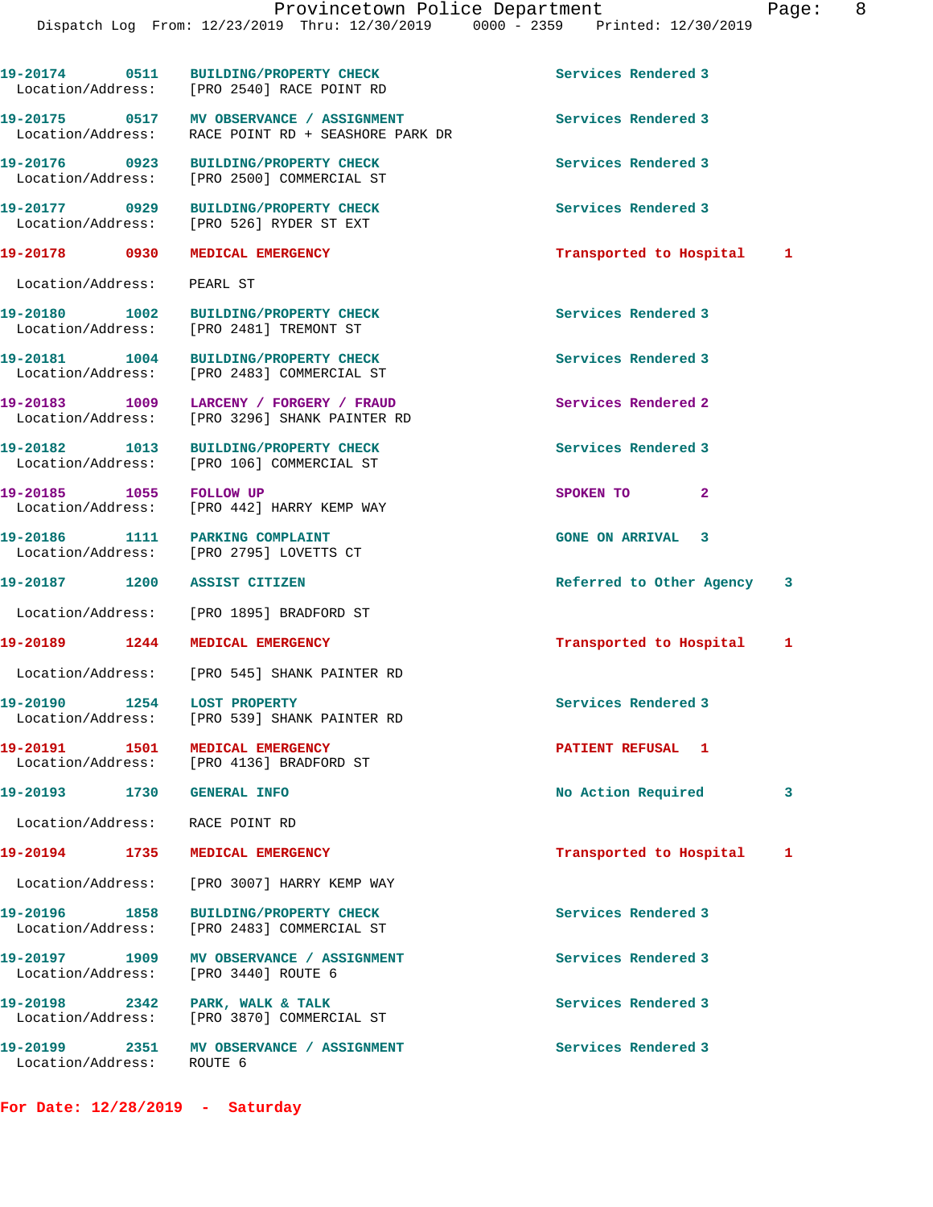19-20174 0511 BUILDING/PROPERTY CHECK Services Rendered 3
Location/Address: [PRO 2540] RACE POINT RD

19-20175 0517 MV OBSERVANCE / ASSIGNMENT Services Rendered 3
Location/Address: RACE POINT RD + SEASHORE PARK DR

19-20176 0923 BUILDING/PROPERTY CHECK Services Rendered 3
Location/Address: [PRO 2500] COMMERCIAL ST

19-20177 0929 BUILDING/PROPERTY CHECK Services Rendered 3
Location/Address: [PRO 526] RYDER ST EXT

19-20178 0930 MEDICAL EMERGENCY Transported to Hospital 1
Location/Address: PEARL ST

19-20180 1002 BUILDING/PROPERTY CHECK Services Rendered 3
Location/Address: [PRO 2481] TREMONT ST

19-20181 1004 BUILDING/PROPERTY CHECK Services Rendered 3
Location/Address: [PRO 2483] COMMERCIAL ST

19-20183 1009 LARCENY / FORGERY / FRAUD Services Rendered 2
Location/Address: [PRO 3296] SHANK PAINTER RD

19-20182 1013 BUILDING/PROPERTY CHECK Services Rendered 3
Location/Address: [PRO 106] COMMERCIAL ST

19-20185 1055 FOLLOW UP SPOKEN TO 2
Location/Address: [PRO 442] HARRY KEMP WAY

19-20186 1111 PARKING COMPLAINT GONE ON ARRIVAL 3
Location/Address: [PRO 2795] LOVETTS CT

19-20187 1200 ASSIST CITIZEN Referred to Other Agency 3
Location/Address: [PRO 1895] BRADFORD ST

19-20189 1244 MEDICAL EMERGENCY Transported to Hospital 1
Location/Address: [PRO 545] SHANK PAINTER RD

19-20190 1254 LOST PROPERTY Services Rendered 3
Location/Address: [PRO 539] SHANK PAINTER RD

19-20191 1501 MEDICAL EMERGENCY PATIENT REFUSAL 1
Location/Address: [PRO 4136] BRADFORD ST

19-20193 1730 GENERAL INFO No Action Required 3
Location/Address: RACE POINT RD

19-20194 1735 MEDICAL EMERGENCY Transported to Hospital 1
Location/Address: [PRO 3007] HARRY KEMP WAY

19-20196 1858 BUILDING/PROPERTY CHECK Services Rendered 3
Location/Address: [PRO 2483] COMMERCIAL ST

19-20197 1909 MV OBSERVANCE / ASSIGNMENT Services Rendered 3
Location/Address: [PRO 3440] ROUTE 6

19-20198 2342 PARK, WALK & TALK Services Rendered 3
Location/Address: [PRO 3870] COMMERCIAL ST

19-20199 2351 MV OBSERVANCE / ASSIGNMENT Services Rendered 3
Location/Address: ROUTE 6

**For Date: 12/28/2019 - Saturday**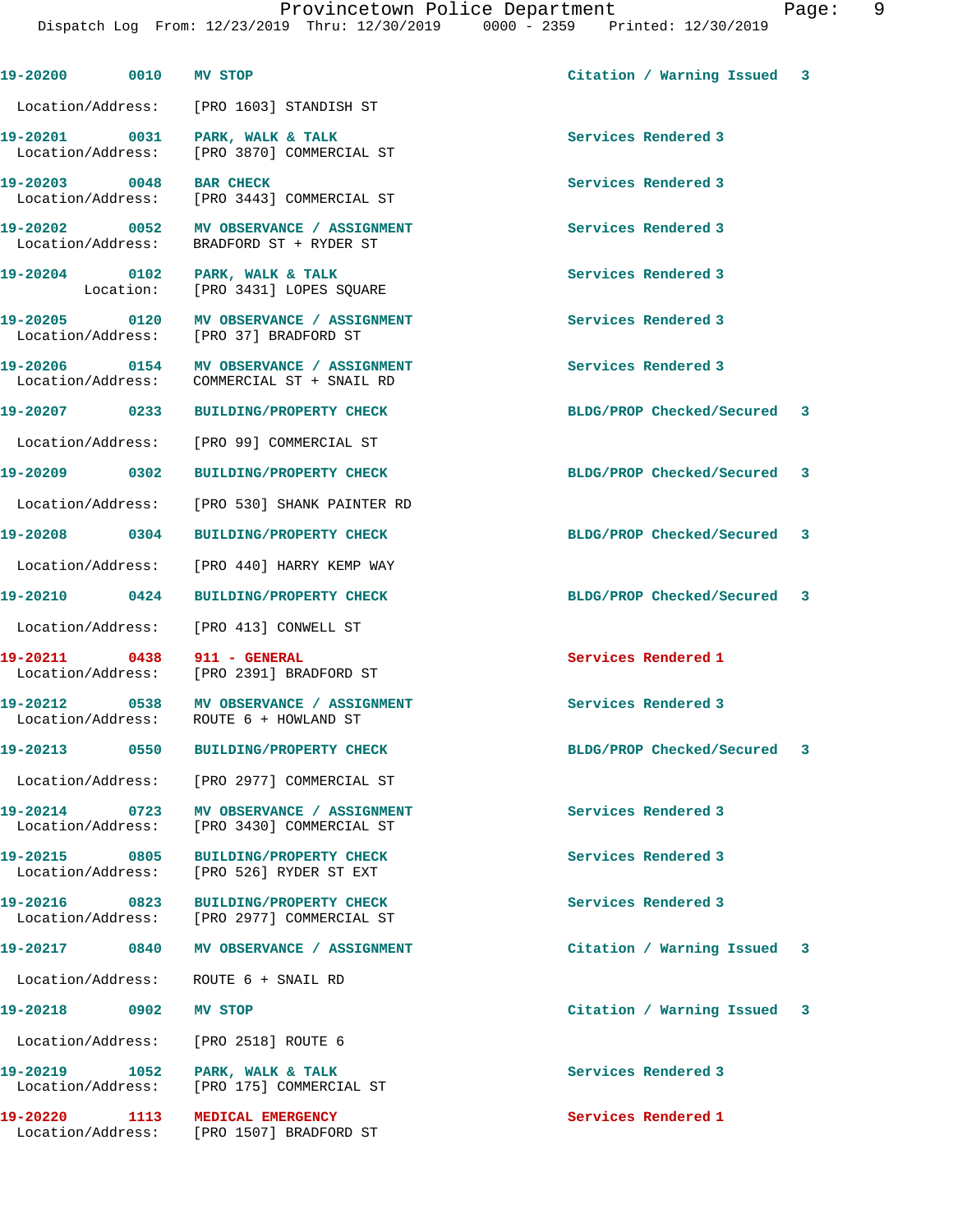Provincetown Police Department
Dispatch Log From: 12/23/2019 Thru: 12/30/2019 0000 - 2359 Printed: 12/30/2019

**19-20200 0010 MV STOP** Citation / Warning Issued 3

Location/Address: [PRO 1603] STANDISH ST

**19-20201 0031 PARK, WALK & TALK** Services Rendered 3
Location/Address: [PRO 3870] COMMERCIAL ST

**19-20203 0048 BAR CHECK** Services Rendered 3
Location/Address: [PRO 3443] COMMERCIAL ST

**19-20202 0052 MV OBSERVANCE / ASSIGNMENT** Services Rendered 3
Location/Address: BRADFORD ST + RYDER ST

**19-20204 0102 PARK, WALK & TALK** Services Rendered 3
Location: [PRO 3431] LOPES SQUARE

**19-20205 0120 MV OBSERVANCE / ASSIGNMENT** Services Rendered 3
Location/Address: [PRO 37] BRADFORD ST

**19-20206 0154 MV OBSERVANCE / ASSIGNMENT** Services Rendered 3
Location/Address: COMMERCIAL ST + SNAIL RD

**19-20207 0233 BUILDING/PROPERTY CHECK** BLDG/PROP Checked/Secured 3

Location/Address: [PRO 99] COMMERCIAL ST

**19-20209 0302 BUILDING/PROPERTY CHECK** BLDG/PROP Checked/Secured 3

Location/Address: [PRO 530] SHANK PAINTER RD

**19-20208 0304 BUILDING/PROPERTY CHECK** BLDG/PROP Checked/Secured 3

Location/Address: [PRO 440] HARRY KEMP WAY

**19-20210 0424 BUILDING/PROPERTY CHECK** BLDG/PROP Checked/Secured 3

Location/Address: [PRO 413] CONWELL ST

**19-20211 0438 911 - GENERAL** Services Rendered 1
Location/Address: [PRO 2391] BRADFORD ST

**19-20212 0538 MV OBSERVANCE / ASSIGNMENT** Services Rendered 3
Location/Address: ROUTE 6 + HOWLAND ST

**19-20213 0550 BUILDING/PROPERTY CHECK** BLDG/PROP Checked/Secured 3

Location/Address: [PRO 2977] COMMERCIAL ST

**19-20214 0723 MV OBSERVANCE / ASSIGNMENT** Services Rendered 3
Location/Address: [PRO 3430] COMMERCIAL ST

**19-20215 0805 BUILDING/PROPERTY CHECK** Services Rendered 3
Location/Address: [PRO 526] RYDER ST EXT

**19-20216 0823 BUILDING/PROPERTY CHECK** Services Rendered 3
Location/Address: [PRO 2977] COMMERCIAL ST

**19-20217 0840 MV OBSERVANCE / ASSIGNMENT** Citation / Warning Issued 3

Location/Address: ROUTE 6 + SNAIL RD

**19-20218 0902 MV STOP** Citation / Warning Issued 3

Location/Address: [PRO 2518] ROUTE 6

**19-20219 1052 PARK, WALK & TALK** Services Rendered 3
Location/Address: [PRO 175] COMMERCIAL ST

**19-20220 1113 MEDICAL EMERGENCY** Services Rendered 1
Location/Address: [PRO 1507] BRADFORD ST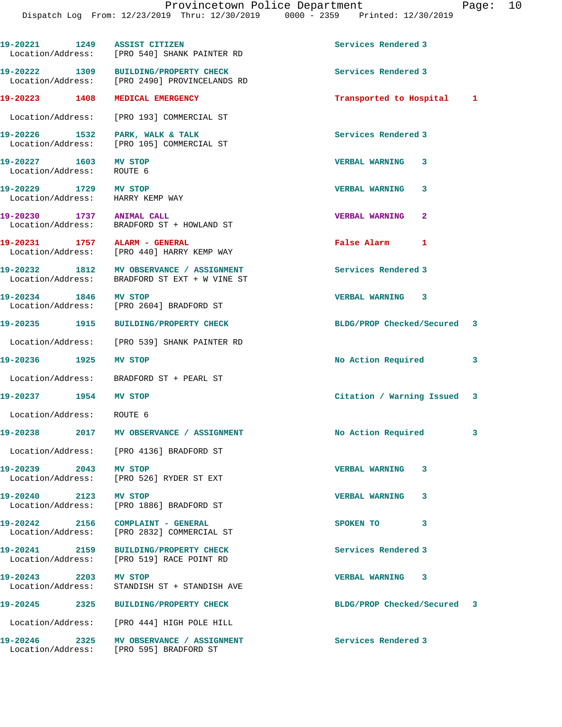19-20221 1249 ASSIST CITIZEN Services Rendered 3
Location/Address: [PRO 540] SHANK PAINTER RD

19-20222 1309 BUILDING/PROPERTY CHECK Services Rendered 3
Location/Address: [PRO 2490] PROVINCELANDS RD

19-20223 1408 MEDICAL EMERGENCY Transported to Hospital 1
Location/Address: [PRO 193] COMMERCIAL ST

19-20226 1532 PARK, WALK & TALK Services Rendered 3
Location/Address: [PRO 105] COMMERCIAL ST

19-20227 1603 MV STOP VERBAL WARNING 3
Location/Address: ROUTE 6

19-20229 1729 MV STOP VERBAL WARNING 3
Location/Address: HARRY KEMP WAY

19-20230 1737 ANIMAL CALL VERBAL WARNING 2
Location/Address: BRADFORD ST + HOWLAND ST

19-20231 1757 ALARM - GENERAL False Alarm 1
Location/Address: [PRO 440] HARRY KEMP WAY

19-20232 1812 MV OBSERVANCE / ASSIGNMENT Services Rendered 3
Location/Address: BRADFORD ST EXT + W VINE ST

19-20234 1846 MV STOP VERBAL WARNING 3
Location/Address: [PRO 2604] BRADFORD ST

19-20235 1915 BUILDING/PROPERTY CHECK BLDG/PROP Checked/Secured 3
Location/Address: [PRO 539] SHANK PAINTER RD

19-20236 1925 MV STOP No Action Required 3
Location/Address: BRADFORD ST + PEARL ST

19-20237 1954 MV STOP Citation / Warning Issued 3
Location/Address: ROUTE 6

19-20238 2017 MV OBSERVANCE / ASSIGNMENT No Action Required 3
Location/Address: [PRO 4136] BRADFORD ST

19-20239 2043 MV STOP VERBAL WARNING 3
Location/Address: [PRO 526] RYDER ST EXT

19-20240 2123 MV STOP VERBAL WARNING 3
Location/Address: [PRO 1886] BRADFORD ST

19-20242 2156 COMPLAINT - GENERAL SPOKEN TO 3
Location/Address: [PRO 2832] COMMERCIAL ST

19-20241 2159 BUILDING/PROPERTY CHECK Services Rendered 3
Location/Address: [PRO 519] RACE POINT RD

19-20243 2203 MV STOP VERBAL WARNING 3
Location/Address: STANDISH ST + STANDISH AVE

19-20245 2325 BUILDING/PROPERTY CHECK BLDG/PROP Checked/Secured 3
Location/Address: [PRO 444] HIGH POLE HILL

19-20246 2325 MV OBSERVANCE / ASSIGNMENT Services Rendered 3
Location/Address: [PRO 595] BRADFORD ST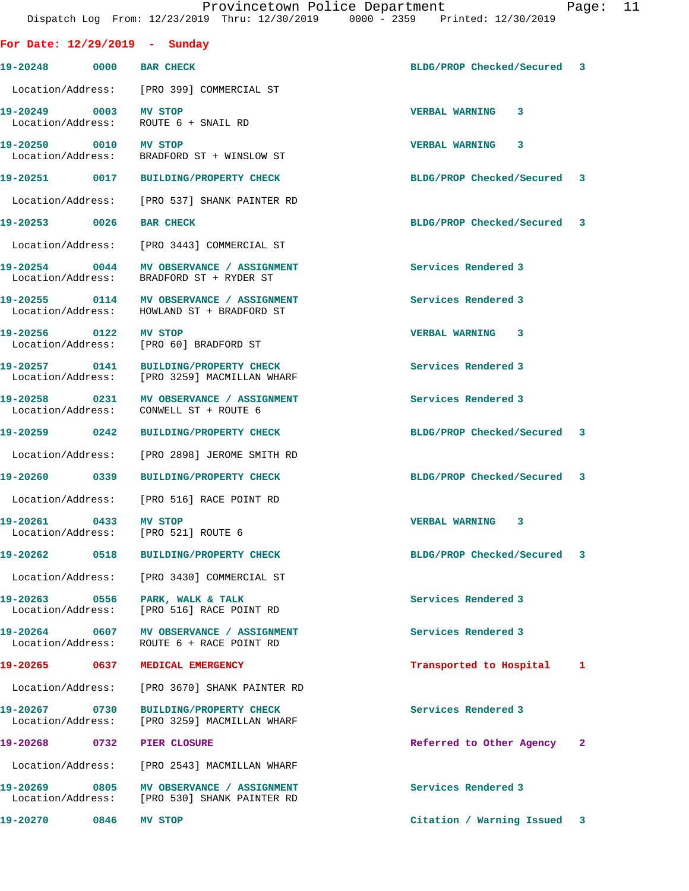## For Date: 12/29/2019 - Sunday

**19-20248** 0000 **BAR CHECK** BLDG/PROP Checked/Secured 3
Location/Address: [PRO 399] COMMERCIAL ST

**19-20249** 0003 **MV STOP** VERBAL WARNING 3
Location/Address: ROUTE 6 + SNAIL RD

**19-20250** 0010 **MV STOP** VERBAL WARNING 3
Location/Address: BRADFORD ST + WINSLOW ST

**19-20251** 0017 **BUILDING/PROPERTY CHECK** BLDG/PROP Checked/Secured 3
Location/Address: [PRO 537] SHANK PAINTER RD

**19-20253** 0026 **BAR CHECK** BLDG/PROP Checked/Secured 3
Location/Address: [PRO 3443] COMMERCIAL ST

**19-20254** 0044 **MV OBSERVANCE / ASSIGNMENT** Services Rendered 3
Location/Address: BRADFORD ST + RYDER ST

**19-20255** 0114 **MV OBSERVANCE / ASSIGNMENT** Services Rendered 3
Location/Address: HOWLAND ST + BRADFORD ST

**19-20256** 0122 **MV STOP** VERBAL WARNING 3
Location/Address: [PRO 60] BRADFORD ST

**19-20257** 0141 **BUILDING/PROPERTY CHECK** Services Rendered 3
Location/Address: [PRO 3259] MACMILLAN WHARF

**19-20258** 0231 **MV OBSERVANCE / ASSIGNMENT** Services Rendered 3
Location/Address: CONWELL ST + ROUTE 6

**19-20259** 0242 **BUILDING/PROPERTY CHECK** BLDG/PROP Checked/Secured 3
Location/Address: [PRO 2898] JEROME SMITH RD

**19-20260** 0339 **BUILDING/PROPERTY CHECK** BLDG/PROP Checked/Secured 3
Location/Address: [PRO 516] RACE POINT RD

**19-20261** 0433 **MV STOP** VERBAL WARNING 3
Location/Address: [PRO 521] ROUTE 6

**19-20262** 0518 **BUILDING/PROPERTY CHECK** BLDG/PROP Checked/Secured 3
Location/Address: [PRO 3430] COMMERCIAL ST

**19-20263** 0556 **PARK, WALK & TALK** Services Rendered 3
Location/Address: [PRO 516] RACE POINT RD

**19-20264** 0607 **MV OBSERVANCE / ASSIGNMENT** Services Rendered 3
Location/Address: ROUTE 6 + RACE POINT RD

**19-20265** 0637 **MEDICAL EMERGENCY** Transported to Hospital 1
Location/Address: [PRO 3670] SHANK PAINTER RD

**19-20267** 0730 **BUILDING/PROPERTY CHECK** Services Rendered 3
Location/Address: [PRO 3259] MACMILLAN WHARF

**19-20268** 0732 **PIER CLOSURE** Referred to Other Agency 2
Location/Address: [PRO 2543] MACMILLAN WHARF

**19-20269** 0805 **MV OBSERVANCE / ASSIGNMENT** Services Rendered 3
Location/Address: [PRO 530] SHANK PAINTER RD

**19-20270** 0846 **MV STOP** Citation / Warning Issued 3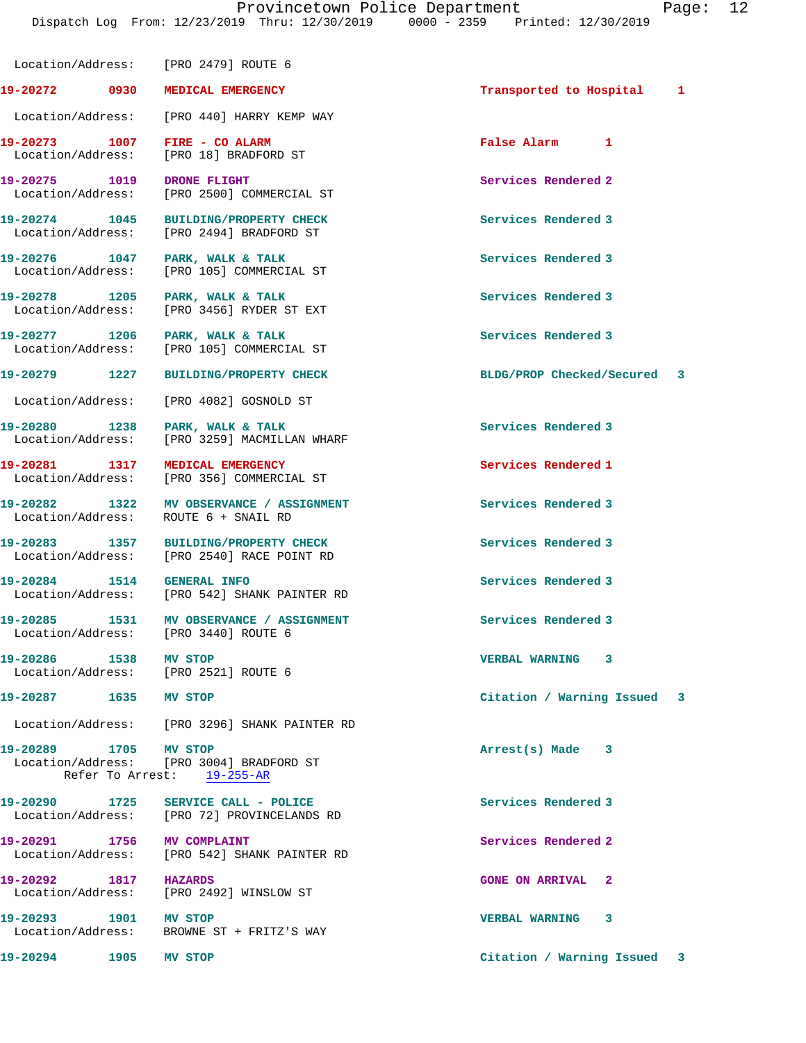Location/Address: [PRO 2479] ROUTE 6

19-20272 0930 MEDICAL EMERGENCY Transported to Hospital 1

Location/Address: [PRO 440] HARRY KEMP WAY

19-20273 1007 FIRE - CO ALARM False Alarm 1
Location/Address: [PRO 18] BRADFORD ST

19-20275 1019 DRONE FLIGHT Services Rendered 2
Location/Address: [PRO 2500] COMMERCIAL ST

19-20274 1045 BUILDING/PROPERTY CHECK Services Rendered 3
Location/Address: [PRO 2494] BRADFORD ST

19-20276 1047 PARK, WALK & TALK Services Rendered 3
Location/Address: [PRO 105] COMMERCIAL ST

19-20278 1205 PARK, WALK & TALK Services Rendered 3
Location/Address: [PRO 3456] RYDER ST EXT

19-20277 1206 PARK, WALK & TALK Services Rendered 3
Location/Address: [PRO 105] COMMERCIAL ST

19-20279 1227 BUILDING/PROPERTY CHECK BLDG/PROP Checked/Secured 3

Location/Address: [PRO 4082] GOSNOLD ST

19-20280 1238 PARK, WALK & TALK Services Rendered 3
Location/Address: [PRO 3259] MACMILLAN WHARF

19-20281 1317 MEDICAL EMERGENCY Services Rendered 1
Location/Address: [PRO 356] COMMERCIAL ST

19-20282 1322 MV OBSERVANCE / ASSIGNMENT Services Rendered 3
Location/Address: ROUTE 6 + SNAIL RD

19-20283 1357 BUILDING/PROPERTY CHECK Services Rendered 3
Location/Address: [PRO 2540] RACE POINT RD

19-20284 1514 GENERAL INFO Services Rendered 3
Location/Address: [PRO 542] SHANK PAINTER RD

19-20285 1531 MV OBSERVANCE / ASSIGNMENT Services Rendered 3
Location/Address: [PRO 3440] ROUTE 6

19-20286 1538 MV STOP VERBAL WARNING 3
Location/Address: [PRO 2521] ROUTE 6

19-20287 1635 MV STOP Citation / Warning Issued 3

Location/Address: [PRO 3296] SHANK PAINTER RD

19-20289 1705 MV STOP Arrest(s) Made 3
Location/Address: [PRO 3004] BRADFORD ST
Refer To Arrest: 19-255-AR

19-20290 1725 SERVICE CALL - POLICE Services Rendered 3
Location/Address: [PRO 72] PROVINCELANDS RD

19-20291 1756 MV COMPLAINT Services Rendered 2
Location/Address: [PRO 542] SHANK PAINTER RD

19-20292 1817 HAZARDS GONE ON ARRIVAL 2
Location/Address: [PRO 2492] WINSLOW ST

19-20293 1901 MV STOP VERBAL WARNING 3
Location/Address: BROWNE ST + FRITZ'S WAY

19-20294 1905 MV STOP Citation / Warning Issued 3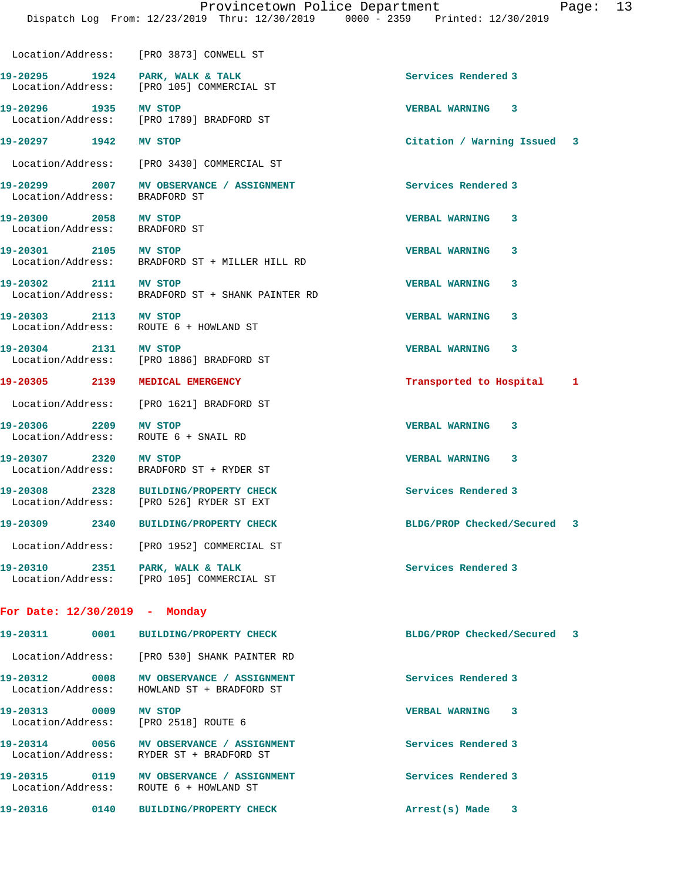Location/Address: [PRO 3873] CONWELL ST

**19-20295 1924 PARK, WALK & TALK** Services Rendered 3
Location/Address: [PRO 105] COMMERCIAL ST

**19-20296 1935 MV STOP** VERBAL WARNING 3
Location/Address: [PRO 1789] BRADFORD ST

**19-20297 1942 MV STOP** Citation / Warning Issued 3
Location/Address: [PRO 3430] COMMERCIAL ST

**19-20299 2007 MV OBSERVANCE / ASSIGNMENT** Services Rendered 3
Location/Address: BRADFORD ST

**19-20300 2058 MV STOP** VERBAL WARNING 3
Location/Address: BRADFORD ST

**19-20301 2105 MV STOP** VERBAL WARNING 3
Location/Address: BRADFORD ST + MILLER HILL RD

**19-20302 2111 MV STOP** VERBAL WARNING 3
Location/Address: BRADFORD ST + SHANK PAINTER RD

**19-20303 2113 MV STOP** VERBAL WARNING 3
Location/Address: ROUTE 6 + HOWLAND ST

**19-20304 2131 MV STOP** VERBAL WARNING 3
Location/Address: [PRO 1886] BRADFORD ST

**19-20305 2139 MEDICAL EMERGENCY** Transported to Hospital 1
Location/Address: [PRO 1621] BRADFORD ST

**19-20306 2209 MV STOP** VERBAL WARNING 3
Location/Address: ROUTE 6 + SNAIL RD

**19-20307 2320 MV STOP** VERBAL WARNING 3
Location/Address: BRADFORD ST + RYDER ST

**19-20308 2328 BUILDING/PROPERTY CHECK** Services Rendered 3
Location/Address: [PRO 526] RYDER ST EXT

**19-20309 2340 BUILDING/PROPERTY CHECK** BLDG/PROP Checked/Secured 3
Location/Address: [PRO 1952] COMMERCIAL ST

**19-20310 2351 PARK, WALK & TALK** Services Rendered 3
Location/Address: [PRO 105] COMMERCIAL ST

## For Date: 12/30/2019 - Monday

**19-20311 0001 BUILDING/PROPERTY CHECK** BLDG/PROP Checked/Secured 3
Location/Address: [PRO 530] SHANK PAINTER RD

**19-20312 0008 MV OBSERVANCE / ASSIGNMENT** Services Rendered 3
Location/Address: HOWLAND ST + BRADFORD ST

**19-20313 0009 MV STOP** VERBAL WARNING 3
Location/Address: [PRO 2518] ROUTE 6

**19-20314 0056 MV OBSERVANCE / ASSIGNMENT** Services Rendered 3
Location/Address: RYDER ST + BRADFORD ST

**19-20315 0119 MV OBSERVANCE / ASSIGNMENT** Services Rendered 3
Location/Address: ROUTE 6 + HOWLAND ST

**19-20316 0140 BUILDING/PROPERTY CHECK** Arrest(s) Made 3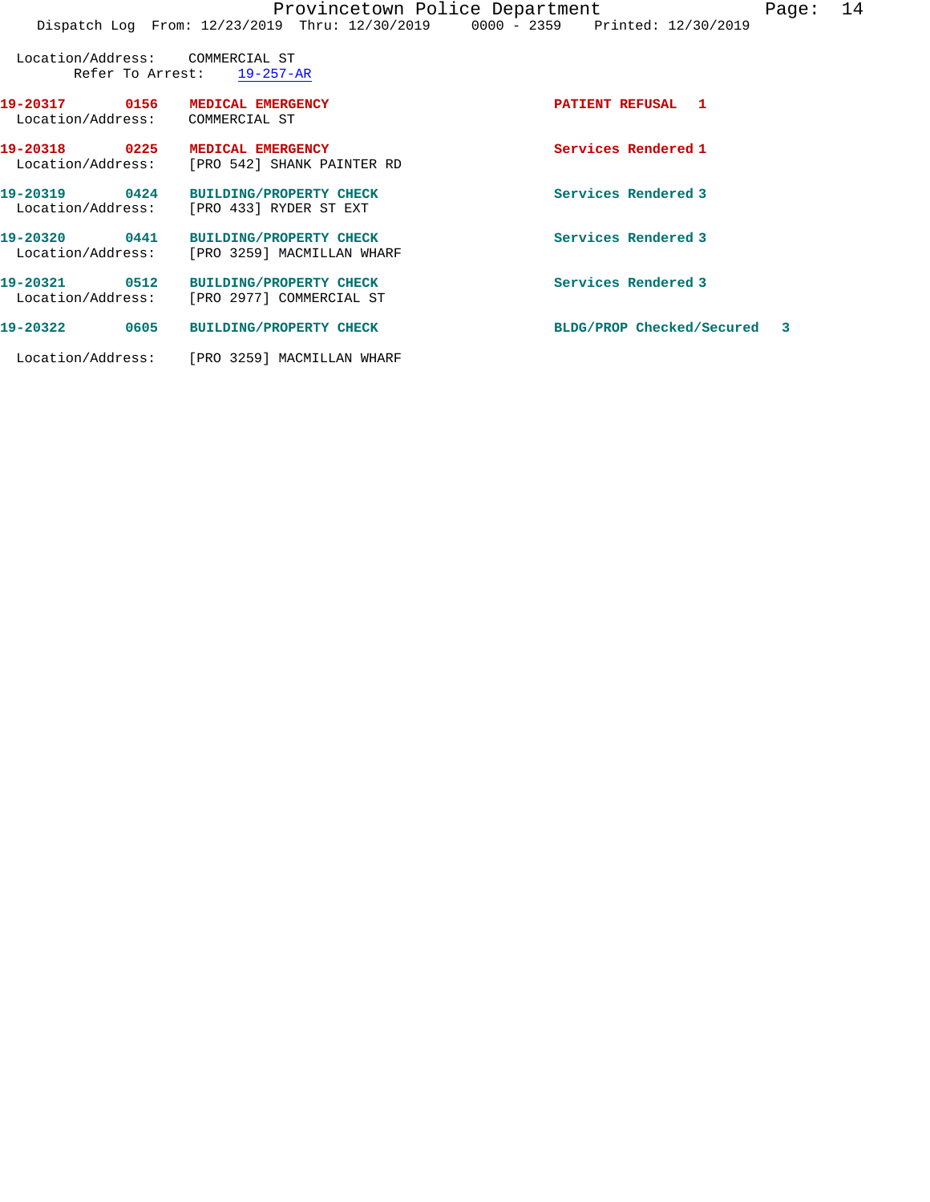Location/Address: COMMERCIAL ST
Refer To Arrest: 19-257-AR

**19-20317** 0156 **MEDICAL EMERGENCY** PATIENT REFUSAL 1
Location/Address: COMMERCIAL ST

**19-20318** 0225 **MEDICAL EMERGENCY** Services Rendered 1
Location/Address: [PRO 542] SHANK PAINTER RD

**19-20319** 0424 **BUILDING/PROPERTY CHECK** Services Rendered 3
Location/Address: [PRO 433] RYDER ST EXT

**19-20320** 0441 **BUILDING/PROPERTY CHECK** Services Rendered 3
Location/Address: [PRO 3259] MACMILLAN WHARF

**19-20321** 0512 **BUILDING/PROPERTY CHECK** Services Rendered 3
Location/Address: [PRO 2977] COMMERCIAL ST

**19-20322** 0605 **BUILDING/PROPERTY CHECK** BLDG/PROP Checked/Secured 3
Location/Address: [PRO 3259] MACMILLAN WHARF